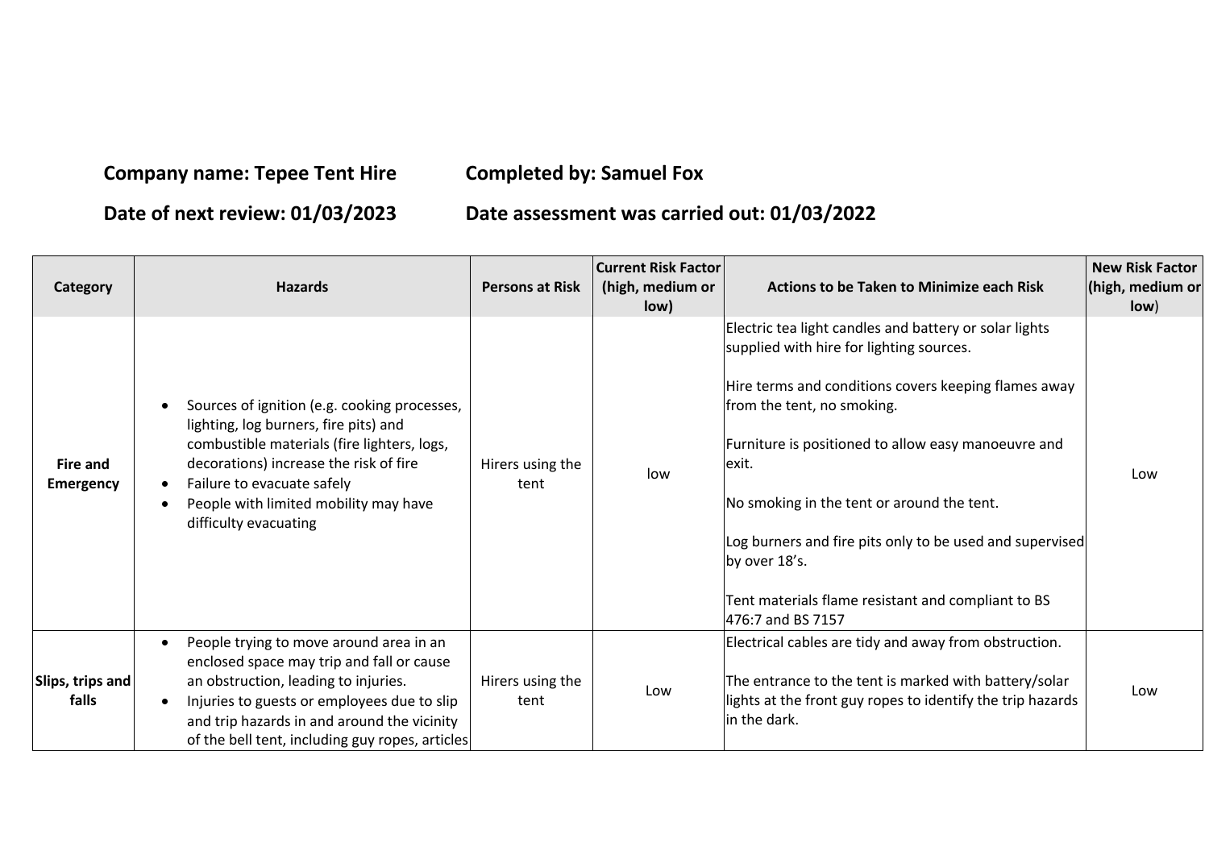**Company name: Tepee Tent Hire** **Completed by: Samuel Fox**

**Date of next review: 01/03/2023** **Date assessment was carried out: 01/03/2022**

| Category | Hazards | Persons at Risk | Current Risk Factor (high, medium or low) | Actions to be Taken to Minimize each Risk | New Risk Factor (high, medium or low) |
|---|---|---|---|---|---|
| **Fire and Emergency** | • Sources of ignition (e.g. cooking processes, lighting, log burners, fire pits) and combustible materials (fire lighters, logs, decorations) increase the risk of fire<br>• Failure to evacuate safely<br>• People with limited mobility may have difficulty evacuating | Hirers using the tent | low | Electric tea light candles and battery or solar lights supplied with hire for lighting sources.<br><br>Hire terms and conditions covers keeping flames away from the tent, no smoking.<br><br>Furniture is positioned to allow easy manoeuvre and exit.<br><br>No smoking in the tent or around the tent.<br><br>Log burners and fire pits only to be used and supervised by over 18's.<br><br>Tent materials flame resistant and compliant to BS 476:7 and BS 7157 | Low |
| **Slips, trips and falls** | • People trying to move around area in an enclosed space may trip and fall or cause an obstruction, leading to injuries.<br>• Injuries to guests or employees due to slip and trip hazards in and around the vicinity of the bell tent, including guy ropes, articles | Hirers using the tent | Low | Electrical cables are tidy and away from obstruction.<br><br>The entrance to the tent is marked with battery/solar lights at the front guy ropes to identify the trip hazards in the dark. | Low |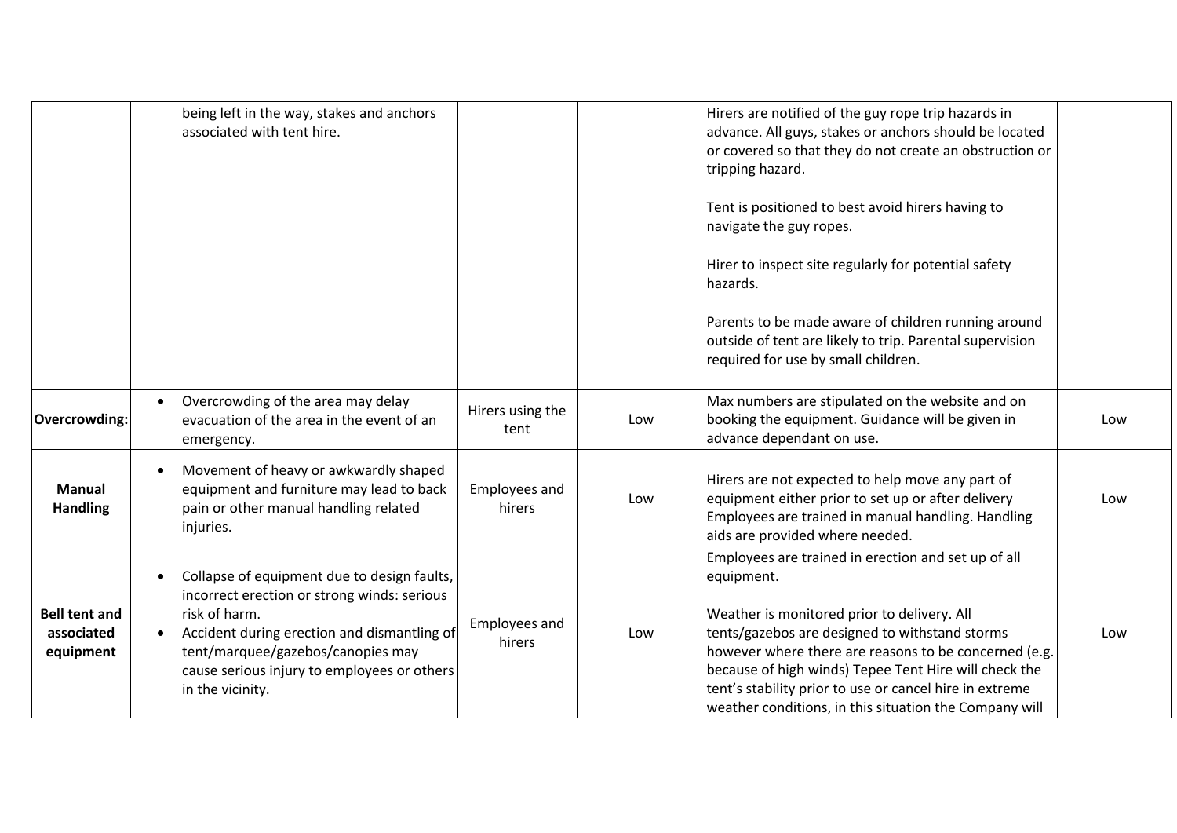| | | | | | |
|---|---|---|---|---|---|
| | being left in the way, stakes and anchors associated with tent hire. | | | Hirers are notified of the guy rope trip hazards in advance. All guys, stakes or anchors should be located or covered so that they do not create an obstruction or tripping hazard.<br><br>Tent is positioned to best avoid hirers having to navigate the guy ropes.<br><br>Hirer to inspect site regularly for potential safety hazards.<br><br>Parents to be made aware of children running around outside of tent are likely to trip. Parental supervision required for use by small children. | |
| **Overcrowding:** | • Overcrowding of the area may delay evacuation of the area in the event of an emergency. | Hirers using the tent | Low | Max numbers are stipulated on the website and on booking the equipment. Guidance will be given in advance dependant on use. | Low |
| **Manual Handling** | • Movement of heavy or awkwardly shaped equipment and furniture may lead to back pain or other manual handling related injuries. | Employees and hirers | Low | Hirers are not expected to help move any part of equipment either prior to set up or after delivery Employees are trained in manual handling. Handling aids are provided where needed. | Low |
| **Bell tent and associated equipment** | • Collapse of equipment due to design faults, incorrect erection or strong winds: serious risk of harm.<br>• Accident during erection and dismantling of tent/marquee/gazebos/canopies may cause serious injury to employees or others in the vicinity. | Employees and hirers | Low | Employees are trained in erection and set up of all equipment.<br><br>Weather is monitored prior to delivery. All tents/gazebos are designed to withstand storms however where there are reasons to be concerned (e.g. because of high winds) Tepee Tent Hire will check the tent's stability prior to use or cancel hire in extreme weather conditions, in this situation the Company will | Low |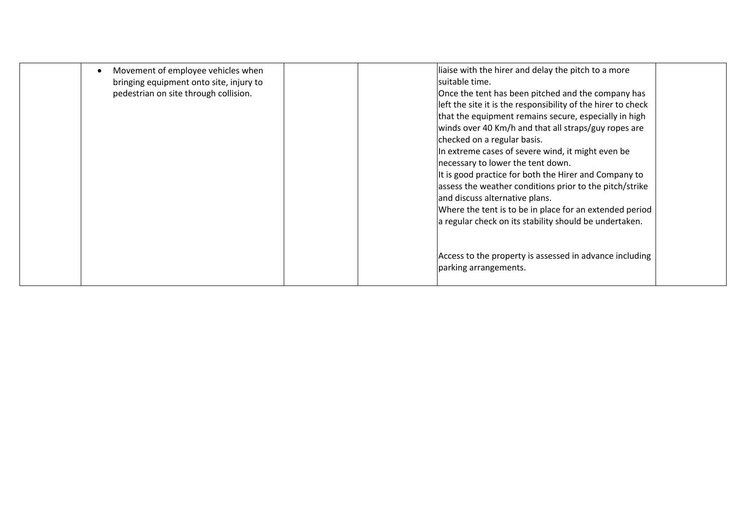| | | | | | |
|---|---|---|---|---|---|
| | • Movement of employee vehicles when bringing equipment onto site, injury to pedestrian on site through collision. | | | liaise with the hirer and delay the pitch to a more suitable time.<br>Once the tent has been pitched and the company has left the site it is the responsibility of the hirer to check that the equipment remains secure, especially in high winds over 40 Km/h and that all straps/guy ropes are checked on a regular basis.<br>In extreme cases of severe wind, it might even be necessary to lower the tent down.<br>It is good practice for both the Hirer and Company to assess the weather conditions prior to the pitch/strike and discuss alternative plans.<br>Where the tent is to be in place for an extended period a regular check on its stability should be undertaken.<br><br>Access to the property is assessed in advance including parking arrangements. | |